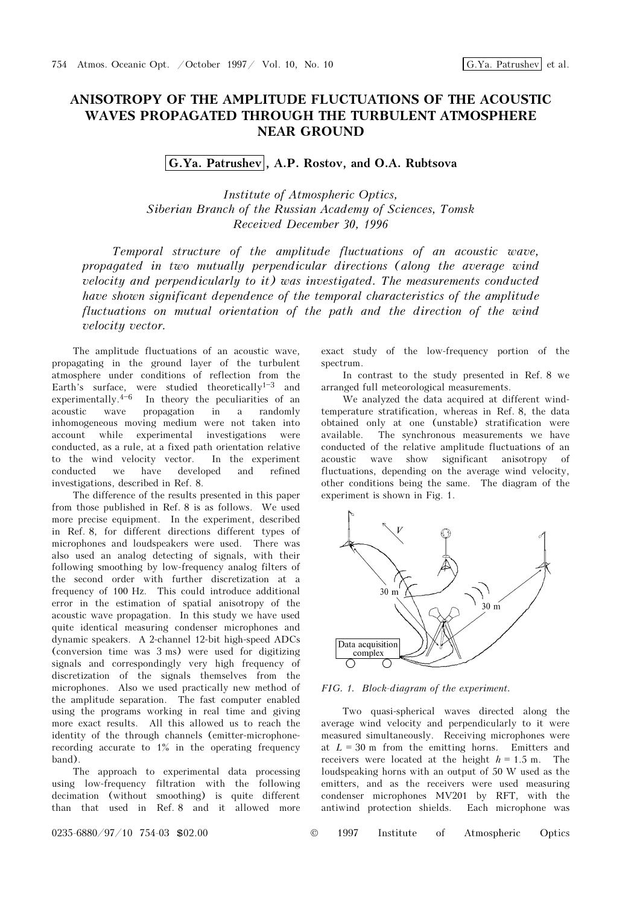# ANISOTROPY OF THE AMPLITUDE FLUCTUATIONS OF THE ACOUSTIC WAVES PROPAGATED THROUGH THE TURBULENT ATMOSPHERE NEAR GROUND

**G.Ya. Patrushev, A.P. Rostov, and O.A. Rubtsova**

*Institute of Atmospheric Optics,*
*Siberian Branch of the Russian Academy of Sciences, Tomsk*
*Received December 30, 1996*

*Temporal structure of the amplitude fluctuations of an acoustic wave, propagated in two mutually perpendicular directions (along the average wind velocity and perpendicularly to it) was investigated. The measurements conducted have shown significant dependence of the temporal characteristics of the amplitude fluctuations on mutual orientation of the path and the direction of the wind velocity vector.*

The amplitude fluctuations of an acoustic wave, propagating in the ground layer of the turbulent atmosphere under conditions of reflection from the Earth's surface, were studied theoretically[1–3] and experimentally.[4–6] In theory the peculiarities of an acoustic wave propagation in a randomly inhomogeneous moving medium were not taken into account while experimental investigations were conducted, as a rule, at a fixed path orientation relative to the wind velocity vector. In the experiment conducted we have developed and refined investigations, described in Ref. 8.

The difference of the results presented in this paper from those published in Ref. 8 is as follows. We used more precise equipment. In the experiment, described in Ref. 8, for different directions different types of microphones and loudspeakers were used. There was also used an analog detecting of signals, with their following smoothing by low-frequency analog filters of the second order with further discretization at a frequency of 100 Hz. This could introduce additional error in the estimation of spatial anisotropy of the acoustic wave propagation. In this study we have used quite identical measuring condenser microphones and dynamic speakers. A 2-channel 12-bit high-speed ADCs (conversion time was 3 ms) were used for digitizing signals and correspondingly very high frequency of discretization of the signals themselves from the microphones. Also we used practically new method of the amplitude separation. The fast computer enabled using the programs working in real time and giving more exact results. All this allowed us to reach the identity of the through channels (emitter-microphone-recording accurate to 1% in the operating frequency band).

The approach to experimental data processing using low-frequency filtration with the following decimation (without smoothing) is quite different than that used in Ref. 8 and it allowed more exact study of the low-frequency portion of the spectrum.

In contrast to the study presented in Ref. 8 we arranged full meteorological measurements.

We analyzed the data acquired at different wind-temperature stratification, whereas in Ref. 8, the data obtained only at one (unstable) stratification were available. The synchronous measurements we have conducted of the relative amplitude fluctuations of an acoustic wave show significant anisotropy of fluctuations, depending on the average wind velocity, other conditions being the same. The diagram of the experiment is shown in Fig. 1.

*FIG. 1. Block-diagram of the experiment.*

Two quasi-spherical waves directed along the average wind velocity and perpendicularly to it were measured simultaneously. Receiving microphones were at $L = 30$ m from the emitting horns. Emitters and receivers were located at the height $h = 1.5$ m. The loudspeaking horns with an output of 50 W used as the emitters, and as the receivers were used measuring condenser microphones MV201 by RFT, with the antiwind protection shields. Each microphone was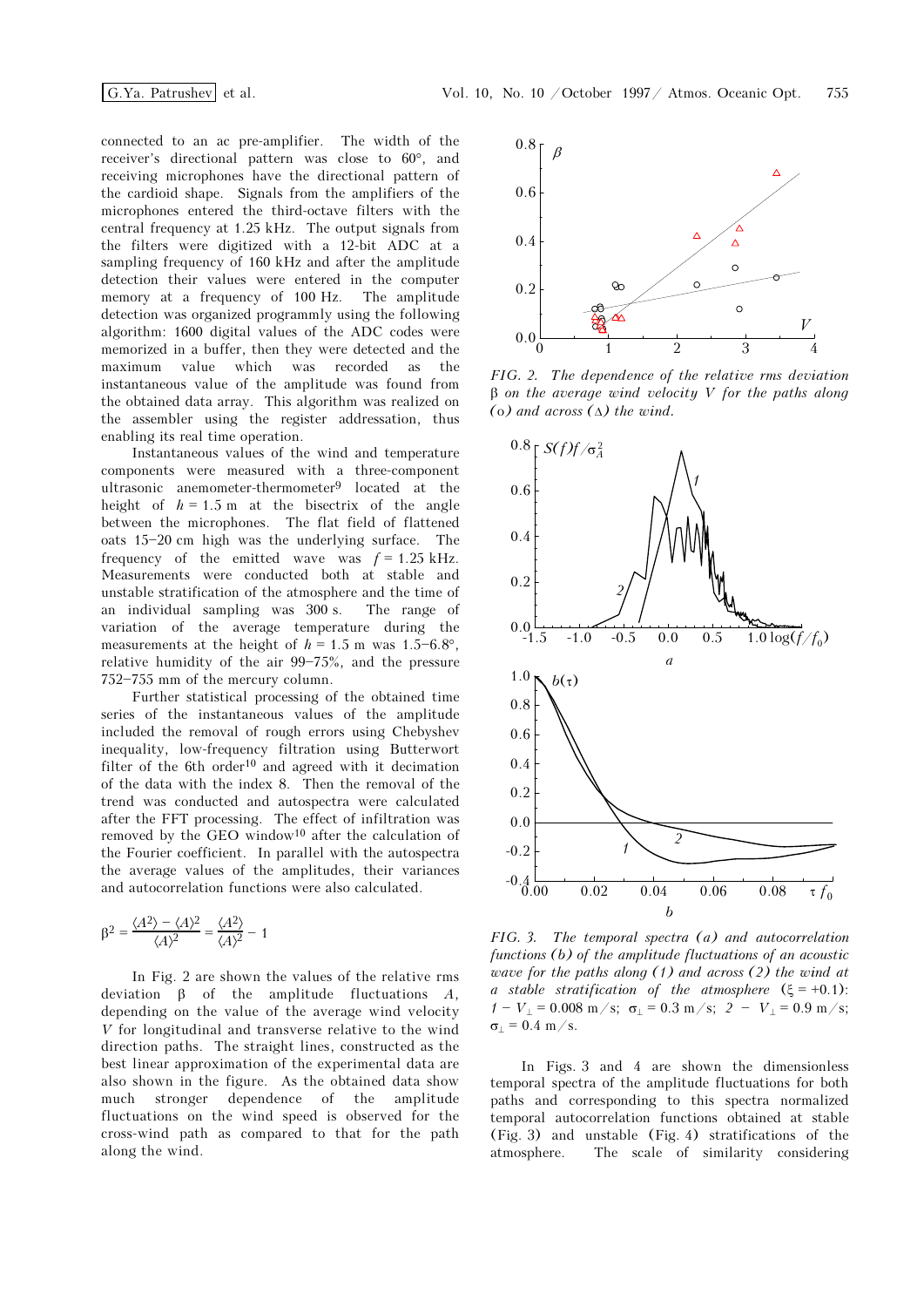connected to an ac pre-amplifier. The width of the receiver's directional pattern was close to 60°, and receiving microphones have the directional pattern of the cardioid shape. Signals from the amplifiers of the microphones entered the third-octave filters with the central frequency at 1.25 kHz. The output signals from the filters were digitized with a 12-bit ADC at a sampling frequency of 160 kHz and after the amplitude detection their values were entered in the computer memory at a frequency of 100 Hz. The amplitude detection was organized programmly using the following algorithm: 1600 digital values of the ADC codes were memorized in a buffer, then they were detected and the maximum value which was recorded as the instantaneous value of the amplitude was found from the obtained data array. This algorithm was realized on the assembler using the register addressation, thus enabling its real time operation.

Instantaneous values of the wind and temperature components were measured with a three-component ultrasonic anemometer-thermometer[9] located at the height of $h = 1.5$ m at the bisectrix of the angle between the microphones. The flat field of flattened oats 15–20 cm high was the underlying surface. The frequency of the emitted wave was $f = 1.25$ kHz. Measurements were conducted both at stable and unstable stratification of the atmosphere and the time of an individual sampling was 300 s. The range of variation of the average temperature during the measurements at the height of $h = 1.5$ m was 1.5–6.8°, relative humidity of the air 99–75%, and the pressure 752–755 mm of the mercury column.

Further statistical processing of the obtained time series of the instantaneous values of the amplitude included the removal of rough errors using Chebyshev inequality, low-frequency filtration using Butterwort filter of the 6th order[10] and agreed with it decimation of the data with the index 8. Then the removal of the trend was conducted and autospectra were calculated after the FFT processing. The effect of infiltration was removed by the GEO window[10] after the calculation of the Fourier coefficient. In parallel with the autospectra the average values of the amplitudes, their variances and autocorrelation functions were also calculated.

$$\beta^2 = \frac{\langle A^2 \rangle - \langle A \rangle^2}{\langle A \rangle^2} = \frac{\langle A^2 \rangle}{\langle A \rangle^2} - 1$$

In Fig. 2 are shown the values of the relative rms deviation $\beta$ of the amplitude fluctuations $A$, depending on the value of the average wind velocity $V$ for longitudinal and transverse relative to the wind direction paths. The straight lines, constructed as the best linear approximation of the experimental data are also shown in the figure. As the obtained data show much stronger dependence of the amplitude fluctuations on the wind speed is observed for the cross-wind path as compared to that for the path along the wind.

*FIG. 2. The dependence of the relative rms deviation $\beta$ on the average wind velocity $V$ for the paths along (o) and across ($\Delta$) the wind.*

*FIG. 3. The temporal spectra (a) and autocorrelation functions (b) of the amplitude fluctuations of an acoustic wave for the paths along (1) and across (2) the wind at a stable stratification of the atmosphere ($\xi = +0.1$): 1 – $V_\perp = 0.008$ m/s; $\sigma_\perp = 0.3$ m/s; 2 – $V_\perp = 0.9$ m/s; $\sigma_\perp = 0.4$ m/s.*

In Figs. 3 and 4 are shown the dimensionless temporal spectra of the amplitude fluctuations for both paths and corresponding to this spectra normalized temporal autocorrelation functions obtained at stable (Fig. 3) and unstable (Fig. 4) stratifications of the atmosphere. The scale of similarity considering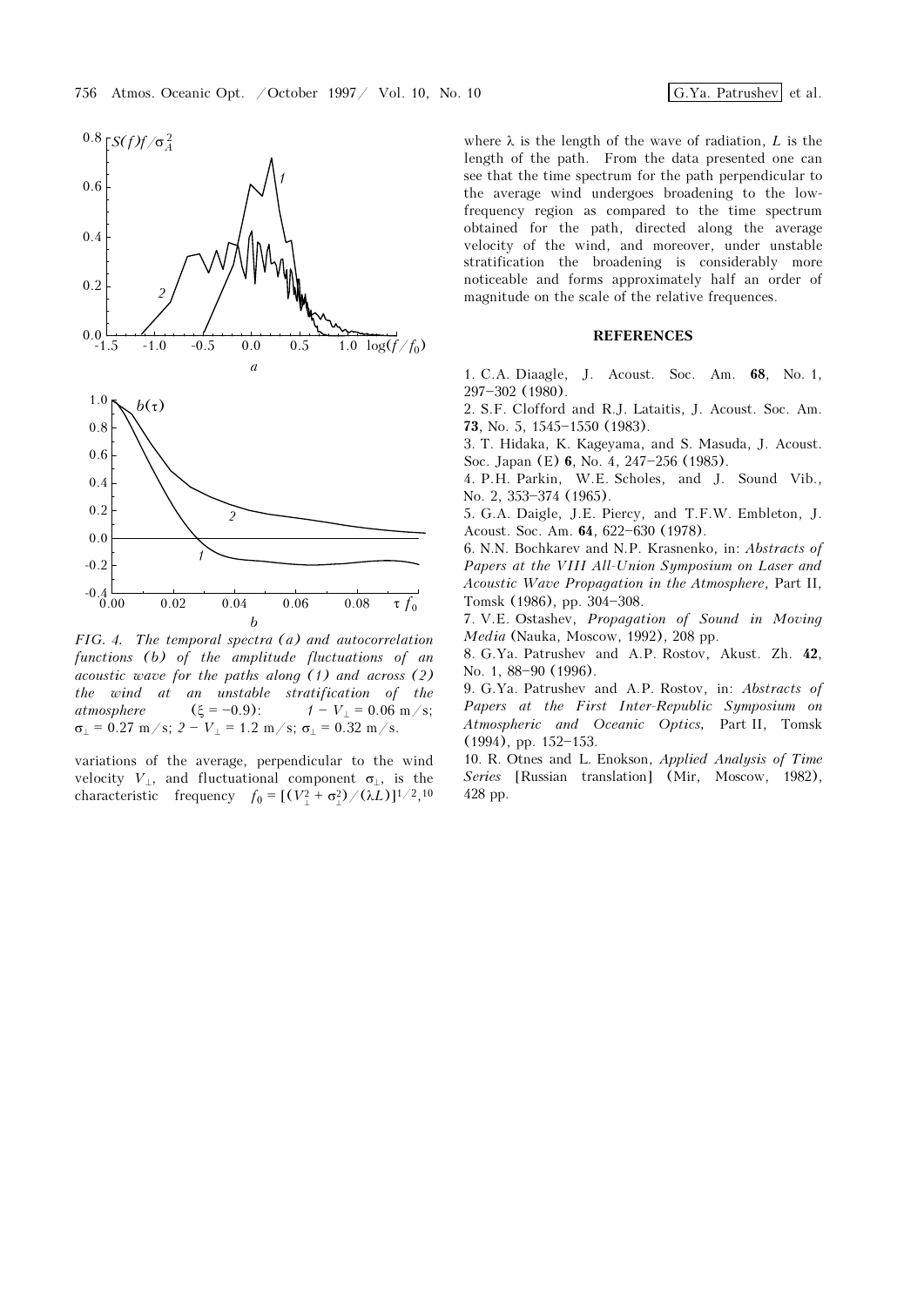0.8 $S(f)f/\sigma_A^2$

0.6

0.4

0.2

0.0

-1.5 -1.0 -0.5 0.0 0.5 1.0 $\log(f/f_0)$

1

2

*a*

1.0 $b(\tau)$

0.8

0.6

0.4

0.2

0.0

-0.2

-0.4

0.00 0.02 0.04 0.06 0.08 $\tau f_0$

1

2

*b*

*FIG. 4. The temporal spectra (a) and autocorrelation functions (b) of the amplitude fluctuations of an acoustic wave for the paths along (1) and across (2) the wind at an unstable stratification of the atmosphere* ($\xi = -0.9$): *1* – $V_\perp = 0.06$ m/s; $\sigma_\perp = 0.27$ m/s; *2* – $V_\perp = 1.2$ m/s; $\sigma_\perp = 0.32$ m/s.

variations of the average, perpendicular to the wind velocity $V_\perp$, and fluctuational component $\sigma_\perp$, is the characteristic frequency $f_0 = [(V_\perp^2 + \sigma_\perp^2)/(\lambda L)]^{1/2}$,[10] where $\lambda$ is the length of the wave of radiation, $L$ is the length of the path. From the data presented one can see that the time spectrum for the path perpendicular to the average wind undergoes broadening to the low-frequency region as compared to the time spectrum obtained for the path, directed along the average velocity of the wind, and moreover, under unstable stratification the broadening is considerably more noticeable and forms approximately half an order of magnitude on the scale of the relative frequences.

## REFERENCES

1. C.A. Diaagle, J. Acoust. Soc. Am. **68**, No. 1, 297–302 (1980).
2. S.F. Clofford and R.J. Lataitis, J. Acoust. Soc. Am. **73**, No. 5, 1545–1550 (1983).
3. T. Hidaka, K. Kageyama, and S. Masuda, J. Acoust. Soc. Japan (E) **6**, No. 4, 247–256 (1985).
4. P.H. Parkin, W.E. Scholes, and J. Sound Vib., No. 2, 353–374 (1965).
5. G.A. Daigle, J.E. Piercy, and T.F.W. Embleton, J. Acoust. Soc. Am. **64**, 622–630 (1978).
6. N.N. Bochkarev and N.P. Krasnenko, in: *Abstracts of Papers at the VIII All-Union Symposium on Laser and Acoustic Wave Propagation in the Atmosphere*, Part II, Tomsk (1986), pp. 304–308.
7. V.E. Ostashev, *Propagation of Sound in Moving Media* (Nauka, Moscow, 1992), 208 pp.
8. G.Ya. Patrushev and A.P. Rostov, Akust. Zh. **42**, No. 1, 88–90 (1996).
9. G.Ya. Patrushev and A.P. Rostov, in: *Abstracts of Papers at the First Inter-Republic Symposium on Atmospheric and Oceanic Optics,* Part II, Tomsk (1994), pp. 152–153.
10. R. Otnes and L. Enokson, *Applied Analysis of Time Series* [Russian translation] (Mir, Moscow, 1982), 428 pp.